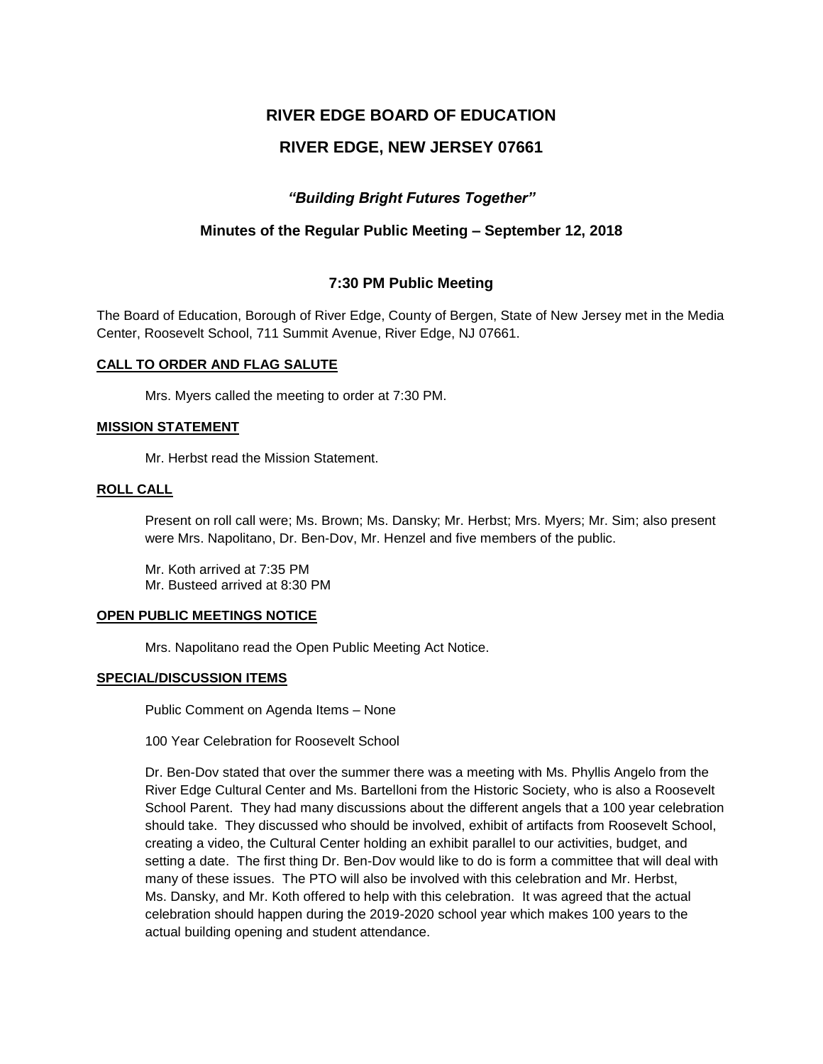# RIVER EDGE BOARD OF EDUCATION

## RIVER EDGE, NEW JERSEY 07661

### *"Building Bright Futures Together"*

### Minutes of the Regular Public Meeting – September 12, 2018

### 7:30 PM Public Meeting

The Board of Education, Borough of River Edge, County of Bergen, State of New Jersey met in the Media Center, Roosevelt School, 711 Summit Avenue, River Edge, NJ 07661.

**CALL TO ORDER AND FLAG SALUTE**

Mrs. Myers called the meeting to order at 7:30 PM.

**MISSION STATEMENT**

Mr. Herbst read the Mission Statement.

**ROLL CALL**

Present on roll call were; Ms. Brown; Ms. Dansky; Mr. Herbst; Mrs. Myers; Mr. Sim; also present were Mrs. Napolitano, Dr. Ben-Dov, Mr. Henzel and five members of the public.

Mr. Koth arrived at 7:35 PM
Mr. Busteed arrived at 8:30 PM

**OPEN PUBLIC MEETINGS NOTICE**

Mrs. Napolitano read the Open Public Meeting Act Notice.

**SPECIAL/DISCUSSION ITEMS**

Public Comment on Agenda Items – None

100 Year Celebration for Roosevelt School

Dr. Ben-Dov stated that over the summer there was a meeting with Ms. Phyllis Angelo from the River Edge Cultural Center and Ms. Bartelloni from the Historic Society, who is also a Roosevelt School Parent. They had many discussions about the different angels that a 100 year celebration should take. They discussed who should be involved, exhibit of artifacts from Roosevelt School, creating a video, the Cultural Center holding an exhibit parallel to our activities, budget, and setting a date. The first thing Dr. Ben-Dov would like to do is form a committee that will deal with many of these issues. The PTO will also be involved with this celebration and Mr. Herbst, Ms. Dansky, and Mr. Koth offered to help with this celebration. It was agreed that the actual celebration should happen during the 2019-2020 school year which makes 100 years to the actual building opening and student attendance.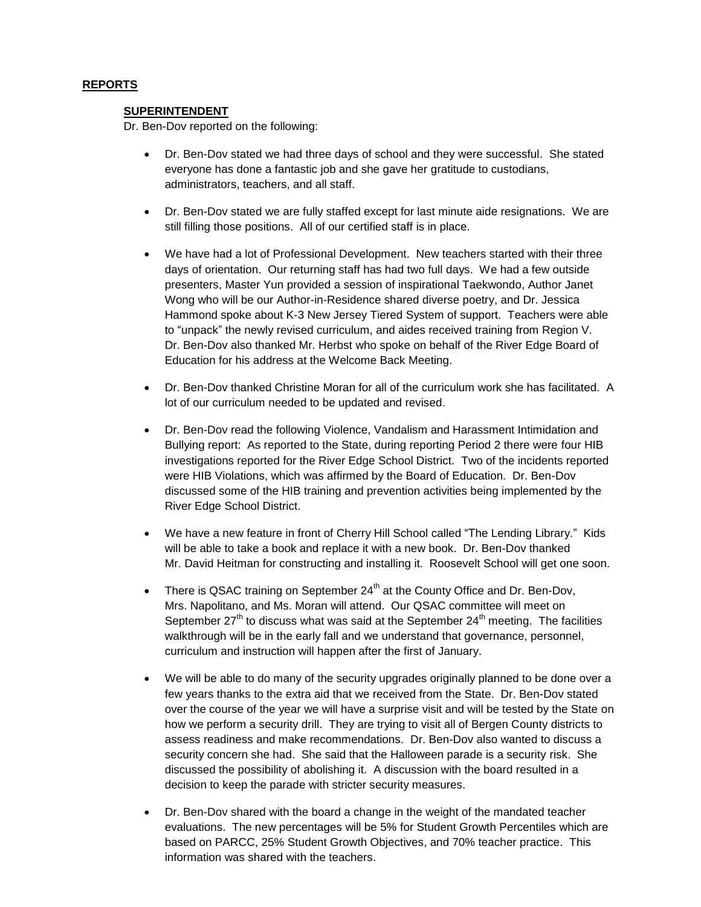# REPORTS

## SUPERINTENDENT

Dr. Ben-Dov reported on the following:

- Dr. Ben-Dov stated we had three days of school and they were successful. She stated everyone has done a fantastic job and she gave her gratitude to custodians, administrators, teachers, and all staff.
- Dr. Ben-Dov stated we are fully staffed except for last minute aide resignations. We are still filling those positions. All of our certified staff is in place.
- We have had a lot of Professional Development. New teachers started with their three days of orientation. Our returning staff has had two full days. We had a few outside presenters, Master Yun provided a session of inspirational Taekwondo, Author Janet Wong who will be our Author-in-Residence shared diverse poetry, and Dr. Jessica Hammond spoke about K-3 New Jersey Tiered System of support. Teachers were able to "unpack" the newly revised curriculum, and aides received training from Region V. Dr. Ben-Dov also thanked Mr. Herbst who spoke on behalf of the River Edge Board of Education for his address at the Welcome Back Meeting.
- Dr. Ben-Dov thanked Christine Moran for all of the curriculum work she has facilitated. A lot of our curriculum needed to be updated and revised.
- Dr. Ben-Dov read the following Violence, Vandalism and Harassment Intimidation and Bullying report: As reported to the State, during reporting Period 2 there were four HIB investigations reported for the River Edge School District. Two of the incidents reported were HIB Violations, which was affirmed by the Board of Education. Dr. Ben-Dov discussed some of the HIB training and prevention activities being implemented by the River Edge School District.
- We have a new feature in front of Cherry Hill School called "The Lending Library." Kids will be able to take a book and replace it with a new book. Dr. Ben-Dov thanked Mr. David Heitman for constructing and installing it. Roosevelt School will get one soon.
- There is QSAC training on September 24th at the County Office and Dr. Ben-Dov, Mrs. Napolitano, and Ms. Moran will attend. Our QSAC committee will meet on September 27th to discuss what was said at the September 24th meeting. The facilities walkthrough will be in the early fall and we understand that governance, personnel, curriculum and instruction will happen after the first of January.
- We will be able to do many of the security upgrades originally planned to be done over a few years thanks to the extra aid that we received from the State. Dr. Ben-Dov stated over the course of the year we will have a surprise visit and will be tested by the State on how we perform a security drill. They are trying to visit all of Bergen County districts to assess readiness and make recommendations. Dr. Ben-Dov also wanted to discuss a security concern she had. She said that the Halloween parade is a security risk. She discussed the possibility of abolishing it. A discussion with the board resulted in a decision to keep the parade with stricter security measures.
- Dr. Ben-Dov shared with the board a change in the weight of the mandated teacher evaluations. The new percentages will be 5% for Student Growth Percentiles which are based on PARCC, 25% Student Growth Objectives, and 70% teacher practice. This information was shared with the teachers.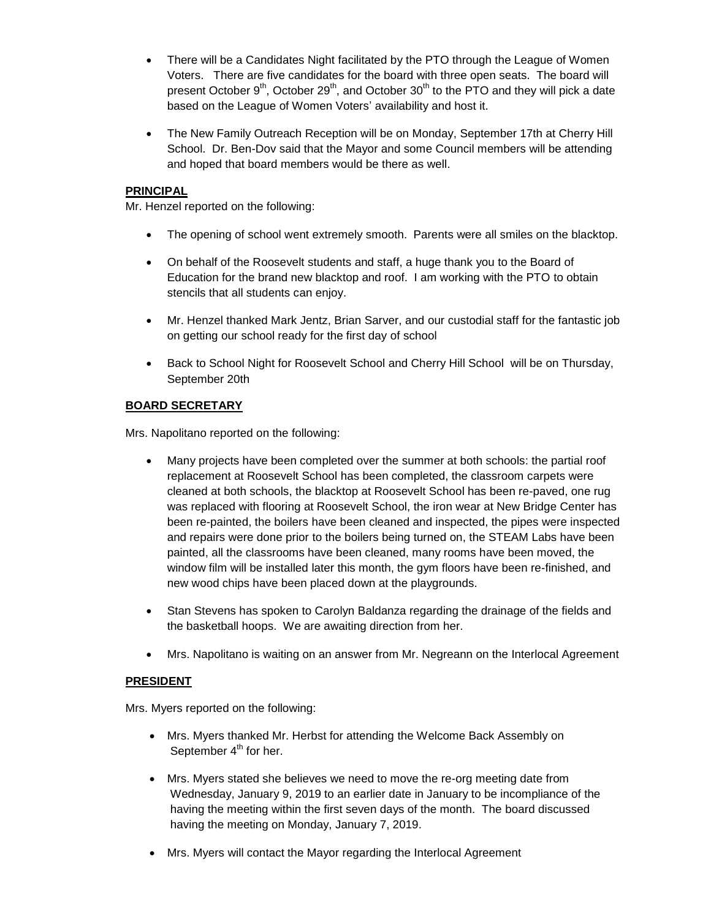- There will be a Candidates Night facilitated by the PTO through the League of Women Voters. There are five candidates for the board with three open seats. The board will present October 9th, October 29th, and October 30th to the PTO and they will pick a date based on the League of Women Voters' availability and host it.

- The New Family Outreach Reception will be on Monday, September 17th at Cherry Hill School. Dr. Ben-Dov said that the Mayor and some Council members will be attending and hoped that board members would be there as well.

**PRINCIPAL**

Mr. Henzel reported on the following:

- The opening of school went extremely smooth. Parents were all smiles on the blacktop.

- On behalf of the Roosevelt students and staff, a huge thank you to the Board of Education for the brand new blacktop and roof. I am working with the PTO to obtain stencils that all students can enjoy.

- Mr. Henzel thanked Mark Jentz, Brian Sarver, and our custodial staff for the fantastic job on getting our school ready for the first day of school

- Back to School Night for Roosevelt School and Cherry Hill School will be on Thursday, September 20th

**BOARD SECRETARY**

Mrs. Napolitano reported on the following:

- Many projects have been completed over the summer at both schools: the partial roof replacement at Roosevelt School has been completed, the classroom carpets were cleaned at both schools, the blacktop at Roosevelt School has been re-paved, one rug was replaced with flooring at Roosevelt School, the iron wear at New Bridge Center has been re-painted, the boilers have been cleaned and inspected, the pipes were inspected and repairs were done prior to the boilers being turned on, the STEAM Labs have been painted, all the classrooms have been cleaned, many rooms have been moved, the window film will be installed later this month, the gym floors have been re-finished, and new wood chips have been placed down at the playgrounds.

- Stan Stevens has spoken to Carolyn Baldanza regarding the drainage of the fields and the basketball hoops. We are awaiting direction from her.

- Mrs. Napolitano is waiting on an answer from Mr. Negreann on the Interlocal Agreement

**PRESIDENT**

Mrs. Myers reported on the following:

- Mrs. Myers thanked Mr. Herbst for attending the Welcome Back Assembly on September 4th for her.

- Mrs. Myers stated she believes we need to move the re-org meeting date from Wednesday, January 9, 2019 to an earlier date in January to be incompliance of the having the meeting within the first seven days of the month. The board discussed having the meeting on Monday, January 7, 2019.

- Mrs. Myers will contact the Mayor regarding the Interlocal Agreement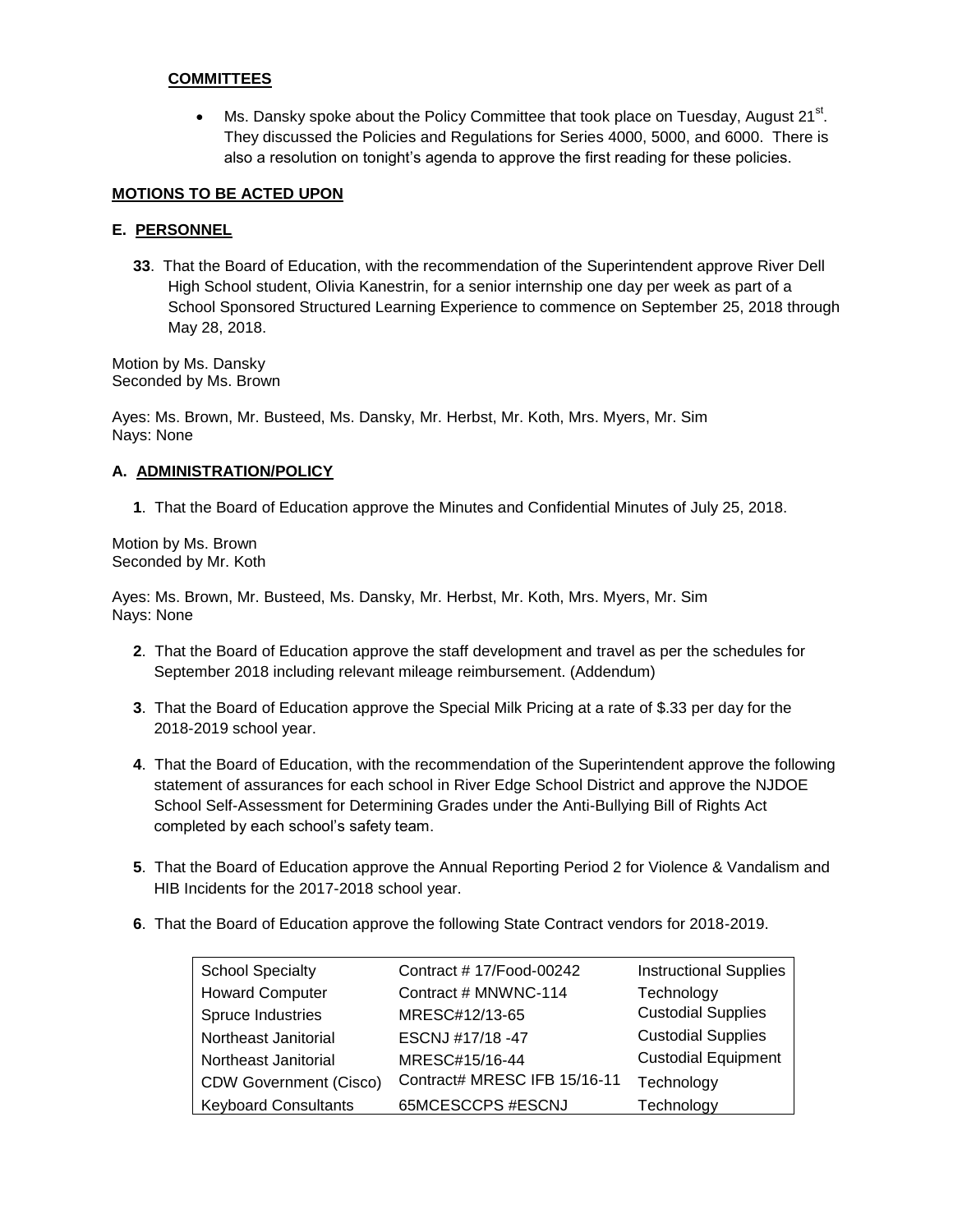**COMMITTEES**

- Ms. Dansky spoke about the Policy Committee that took place on Tuesday, August 21st. They discussed the Policies and Regulations for Series 4000, 5000, and 6000. There is also a resolution on tonight's agenda to approve the first reading for these policies.

**MOTIONS TO BE ACTED UPON**

**E. PERSONNEL**

**33**. That the Board of Education, with the recommendation of the Superintendent approve River Dell High School student, Olivia Kanestrin, for a senior internship one day per week as part of a School Sponsored Structured Learning Experience to commence on September 25, 2018 through May 28, 2018.

Motion by Ms. Dansky
Seconded by Ms. Brown

Ayes: Ms. Brown, Mr. Busteed, Ms. Dansky, Mr. Herbst, Mr. Koth, Mrs. Myers, Mr. Sim
Nays: None

**A. ADMINISTRATION/POLICY**

**1**. That the Board of Education approve the Minutes and Confidential Minutes of July 25, 2018.

Motion by Ms. Brown
Seconded by Mr. Koth

Ayes: Ms. Brown, Mr. Busteed, Ms. Dansky, Mr. Herbst, Mr. Koth, Mrs. Myers, Mr. Sim
Nays: None

**2**. That the Board of Education approve the staff development and travel as per the schedules for September 2018 including relevant mileage reimbursement. (Addendum)

**3**. That the Board of Education approve the Special Milk Pricing at a rate of $.33 per day for the 2018-2019 school year.

**4**. That the Board of Education, with the recommendation of the Superintendent approve the following statement of assurances for each school in River Edge School District and approve the NJDOE School Self-Assessment for Determining Grades under the Anti-Bullying Bill of Rights Act completed by each school's safety team.

**5**. That the Board of Education approve the Annual Reporting Period 2 for Violence & Vandalism and HIB Incidents for the 2017-2018 school year.

**6**. That the Board of Education approve the following State Contract vendors for 2018-2019.

| | | |
|---|---|---|
| School Specialty | Contract # 17/Food-00242 | Instructional Supplies |
| Howard Computer | Contract # MNWNC-114 | Technology |
| Spruce Industries | MRESC#12/13-65 | Custodial Supplies |
| Northeast Janitorial | ESCNJ #17/18 -47 | Custodial Supplies |
| Northeast Janitorial | MRESC#15/16-44 | Custodial Equipment |
| CDW Government (Cisco) | Contract# MRESC IFB 15/16-11 | Technology |
| Keyboard Consultants | 65MCESCCPS #ESCNJ | Technology |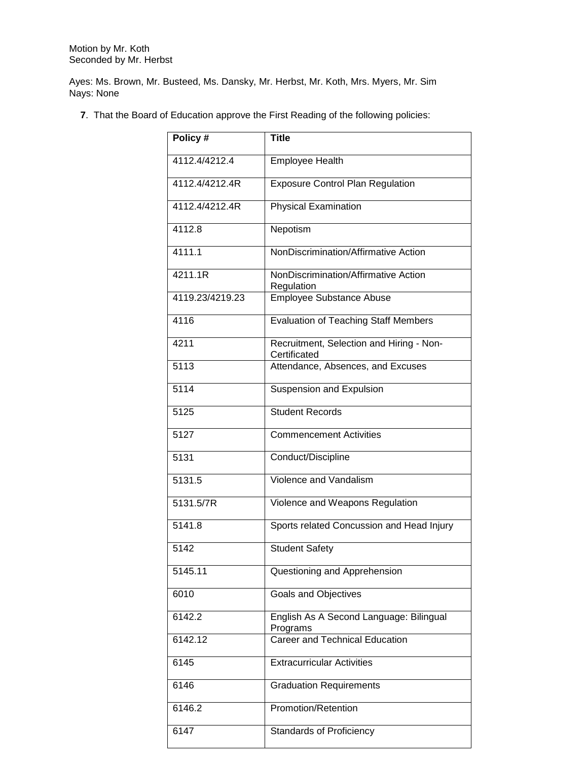Motion by Mr. Koth
Seconded by Mr. Herbst

Ayes: Ms. Brown, Mr. Busteed, Ms. Dansky, Mr. Herbst, Mr. Koth, Mrs. Myers, Mr. Sim
Nays: None

**7**. That the Board of Education approve the First Reading of the following policies:

| **Policy #** | **Title** |
|---|---|
| 4112.4/4212.4 | Employee Health |
| 4112.4/4212.4R | Exposure Control Plan Regulation |
| 4112.4/4212.4R | Physical Examination |
| 4112.8 | Nepotism |
| 4111.1 | NonDiscrimination/Affirmative Action |
| 4211.1R | NonDiscrimination/Affirmative Action Regulation |
| 4119.23/4219.23 | Employee Substance Abuse |
| 4116 | Evaluation of Teaching Staff Members |
| 4211 | Recruitment, Selection and Hiring - Non-Certificated |
| 5113 | Attendance, Absences, and Excuses |
| 5114 | Suspension and Expulsion |
| 5125 | Student Records |
| 5127 | Commencement Activities |
| 5131 | Conduct/Discipline |
| 5131.5 | Violence and Vandalism |
| 5131.5/7R | Violence and Weapons Regulation |
| 5141.8 | Sports related Concussion and Head Injury |
| 5142 | Student Safety |
| 5145.11 | Questioning and Apprehension |
| 6010 | Goals and Objectives |
| 6142.2 | English As A Second Language: Bilingual Programs |
| 6142.12 | Career and Technical Education |
| 6145 | Extracurricular Activities |
| 6146 | Graduation Requirements |
| 6146.2 | Promotion/Retention |
| 6147 | Standards of Proficiency |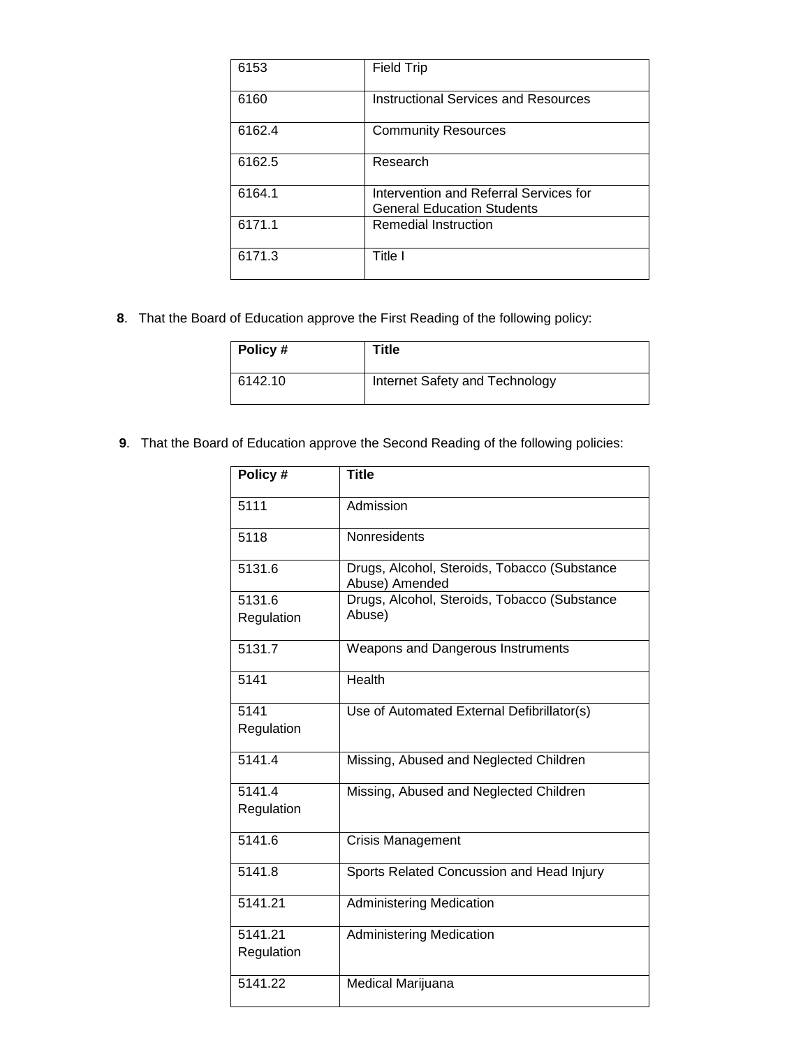| | |
|---|---|
| 6153 | Field Trip |
| 6160 | Instructional Services and Resources |
| 6162.4 | Community Resources |
| 6162.5 | Research |
| 6164.1 | Intervention and Referral Services for General Education Students |
| 6171.1 | Remedial Instruction |
| 6171.3 | Title I |

**8**. That the Board of Education approve the First Reading of the following policy:

| **Policy #** | **Title** |
|---|---|
| 6142.10 | Internet Safety and Technology |

**9**. That the Board of Education approve the Second Reading of the following policies:

| **Policy #** | **Title** |
|---|---|
| 5111 | Admission |
| 5118 | Nonresidents |
| 5131.6 | Drugs, Alcohol, Steroids, Tobacco (Substance Abuse) Amended |
| 5131.6 Regulation | Drugs, Alcohol, Steroids, Tobacco (Substance Abuse) |
| 5131.7 | Weapons and Dangerous Instruments |
| 5141 | Health |
| 5141 Regulation | Use of Automated External Defibrillator(s) |
| 5141.4 | Missing, Abused and Neglected Children |
| 5141.4 Regulation | Missing, Abused and Neglected Children |
| 5141.6 | Crisis Management |
| 5141.8 | Sports Related Concussion and Head Injury |
| 5141.21 | Administering Medication |
| 5141.21 Regulation | Administering Medication |
| 5141.22 | Medical Marijuana |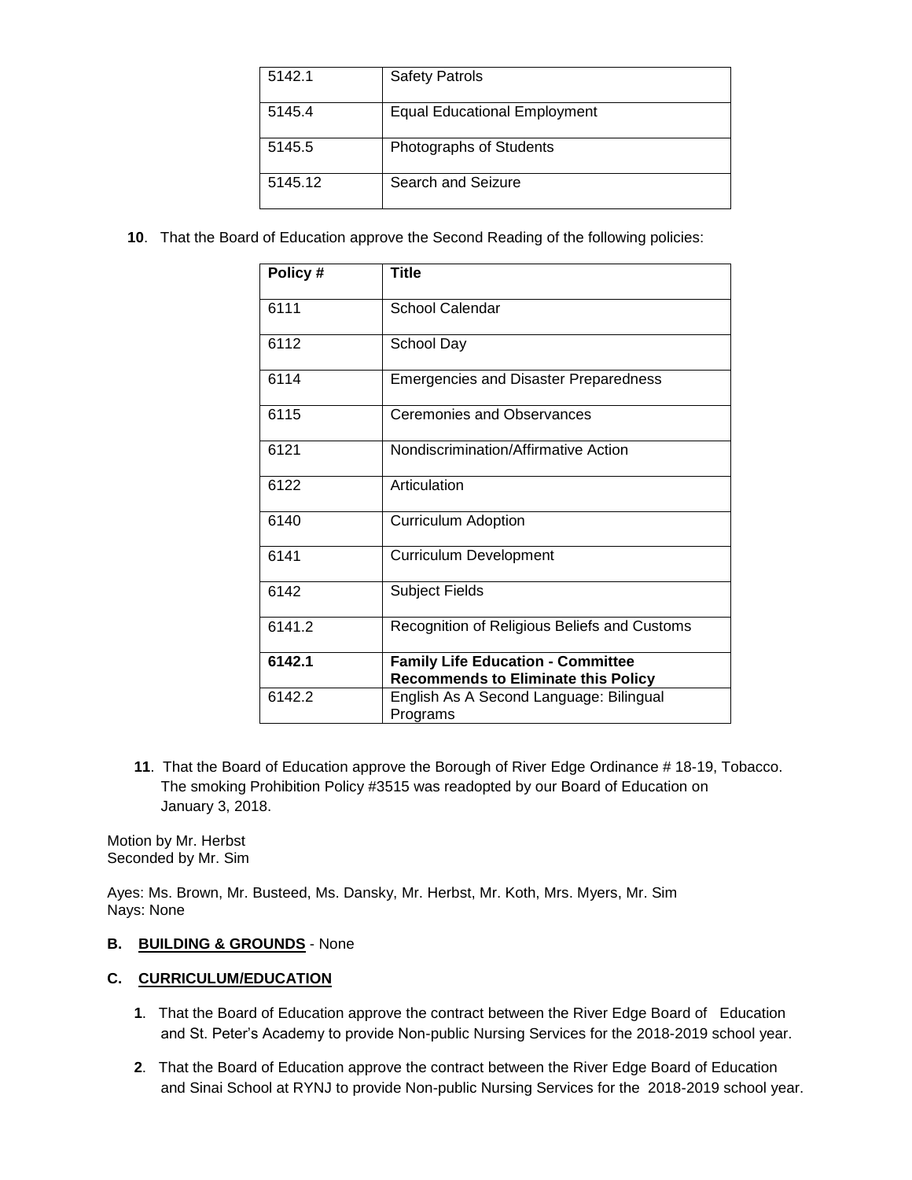| 5142.1 | Safety Patrols |
|---|---|
| 5145.4 | Equal Educational Employment |
| 5145.5 | Photographs of Students |
| 5145.12 | Search and Seizure |

**10**. That the Board of Education approve the Second Reading of the following policies:

| Policy # | Title |
|---|---|
| 6111 | School Calendar |
| 6112 | School Day |
| 6114 | Emergencies and Disaster Preparedness |
| 6115 | Ceremonies and Observances |
| 6121 | Nondiscrimination/Affirmative Action |
| 6122 | Articulation |
| 6140 | Curriculum Adoption |
| 6141 | Curriculum Development |
| 6142 | Subject Fields |
| 6141.2 | Recognition of Religious Beliefs and Customs |
| **6142.1** | **Family Life Education - Committee Recommends to Eliminate this Policy** |
| 6142.2 | English As A Second Language: Bilingual Programs |

**11**. That the Board of Education approve the Borough of River Edge Ordinance # 18-19, Tobacco. The smoking Prohibition Policy #3515 was readopted by our Board of Education on January 3, 2018.

Motion by Mr. Herbst
Seconded by Mr. Sim

Ayes: Ms. Brown, Mr. Busteed, Ms. Dansky, Mr. Herbst, Mr. Koth, Mrs. Myers, Mr. Sim
Nays: None

**B. BUILDING & GROUNDS** - None

**C. CURRICULUM/EDUCATION**

**1**. That the Board of Education approve the contract between the River Edge Board of Education and St. Peter's Academy to provide Non-public Nursing Services for the 2018-2019 school year.

**2**. That the Board of Education approve the contract between the River Edge Board of Education and Sinai School at RYNJ to provide Non-public Nursing Services for the 2018-2019 school year.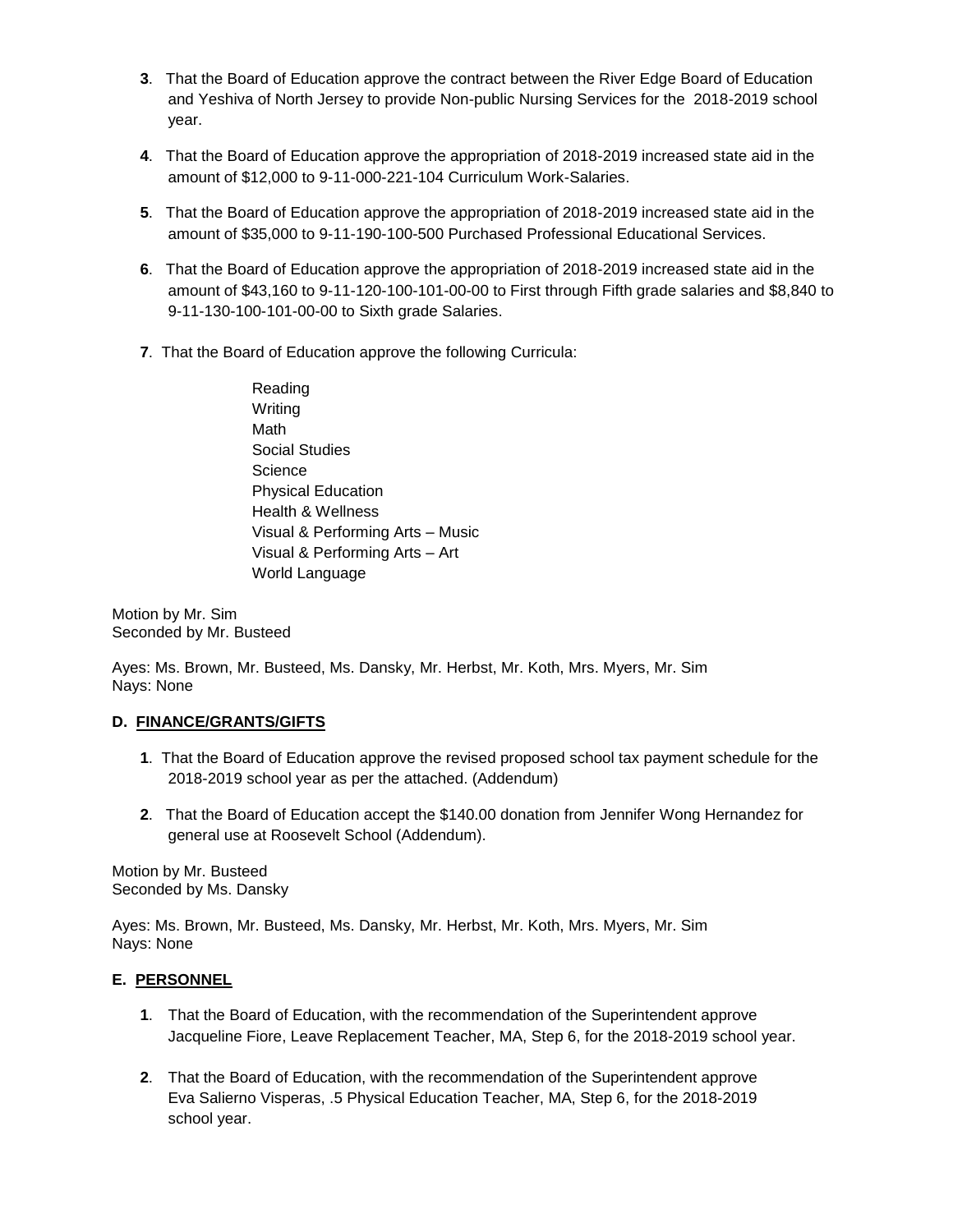**3**. That the Board of Education approve the contract between the River Edge Board of Education and Yeshiva of North Jersey to provide Non-public Nursing Services for the 2018-2019 school year.

**4**. That the Board of Education approve the appropriation of 2018-2019 increased state aid in the amount of $12,000 to 9-11-000-221-104 Curriculum Work-Salaries.

**5**. That the Board of Education approve the appropriation of 2018-2019 increased state aid in the amount of $35,000 to 9-11-190-100-500 Purchased Professional Educational Services.

**6**. That the Board of Education approve the appropriation of 2018-2019 increased state aid in the amount of $43,160 to 9-11-120-100-101-00-00 to First through Fifth grade salaries and $8,840 to 9-11-130-100-101-00-00 to Sixth grade Salaries.

**7**. That the Board of Education approve the following Curricula:

Reading
Writing
Math
Social Studies
Science
Physical Education
Health & Wellness
Visual & Performing Arts – Music
Visual & Performing Arts – Art
World Language

Motion by Mr. Sim
Seconded by Mr. Busteed

Ayes: Ms. Brown, Mr. Busteed, Ms. Dansky, Mr. Herbst, Mr. Koth, Mrs. Myers, Mr. Sim
Nays: None

### D. FINANCE/GRANTS/GIFTS

**1**. That the Board of Education approve the revised proposed school tax payment schedule for the 2018-2019 school year as per the attached. (Addendum)

**2**. That the Board of Education accept the $140.00 donation from Jennifer Wong Hernandez for general use at Roosevelt School (Addendum).

Motion by Mr. Busteed
Seconded by Ms. Dansky

Ayes: Ms. Brown, Mr. Busteed, Ms. Dansky, Mr. Herbst, Mr. Koth, Mrs. Myers, Mr. Sim
Nays: None

### E. PERSONNEL

**1**. That the Board of Education, with the recommendation of the Superintendent approve Jacqueline Fiore, Leave Replacement Teacher, MA, Step 6, for the 2018-2019 school year.

**2**. That the Board of Education, with the recommendation of the Superintendent approve Eva Salierno Visperas, .5 Physical Education Teacher, MA, Step 6, for the 2018-2019 school year.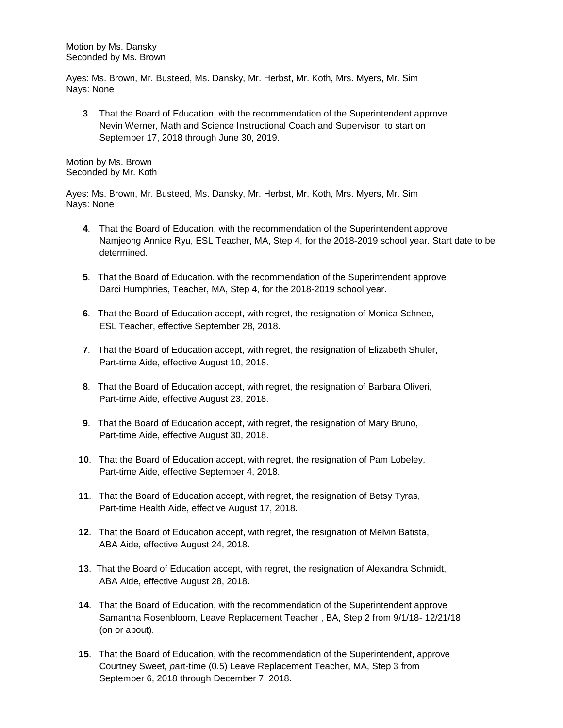Motion by Ms. Dansky
Seconded by Ms. Brown

Ayes: Ms. Brown, Mr. Busteed, Ms. Dansky, Mr. Herbst, Mr. Koth, Mrs. Myers, Mr. Sim
Nays: None

**3**. That the Board of Education, with the recommendation of the Superintendent approve Nevin Werner, Math and Science Instructional Coach and Supervisor, to start on September 17, 2018 through June 30, 2019.

Motion by Ms. Brown
Seconded by Mr. Koth

Ayes: Ms. Brown, Mr. Busteed, Ms. Dansky, Mr. Herbst, Mr. Koth, Mrs. Myers, Mr. Sim
Nays: None

**4**. That the Board of Education, with the recommendation of the Superintendent approve Namjeong Annice Ryu, ESL Teacher, MA, Step 4, for the 2018-2019 school year. Start date to be determined.

**5**. That the Board of Education, with the recommendation of the Superintendent approve Darci Humphries, Teacher, MA, Step 4, for the 2018-2019 school year.

**6**. That the Board of Education accept, with regret, the resignation of Monica Schnee, ESL Teacher, effective September 28, 2018.

**7**. That the Board of Education accept, with regret, the resignation of Elizabeth Shuler, Part-time Aide, effective August 10, 2018.

**8**. That the Board of Education accept, with regret, the resignation of Barbara Oliveri, Part-time Aide, effective August 23, 2018.

**9**. That the Board of Education accept, with regret, the resignation of Mary Bruno, Part-time Aide, effective August 30, 2018.

**10**. That the Board of Education accept, with regret, the resignation of Pam Lobeley, Part-time Aide, effective September 4, 2018.

**11**. That the Board of Education accept, with regret, the resignation of Betsy Tyras, Part-time Health Aide, effective August 17, 2018.

**12**. That the Board of Education accept, with regret, the resignation of Melvin Batista, ABA Aide, effective August 24, 2018.

**13**. That the Board of Education accept, with regret, the resignation of Alexandra Schmidt, ABA Aide, effective August 28, 2018.

**14**. That the Board of Education, with the recommendation of the Superintendent approve Samantha Rosenbloom, Leave Replacement Teacher , BA, Step 2 from 9/1/18- 12/21/18 (on or about).

**15**. That the Board of Education, with the recommendation of the Superintendent, approve Courtney Sweet*, p*art-time (0.5) Leave Replacement Teacher, MA, Step 3 from September 6, 2018 through December 7, 2018.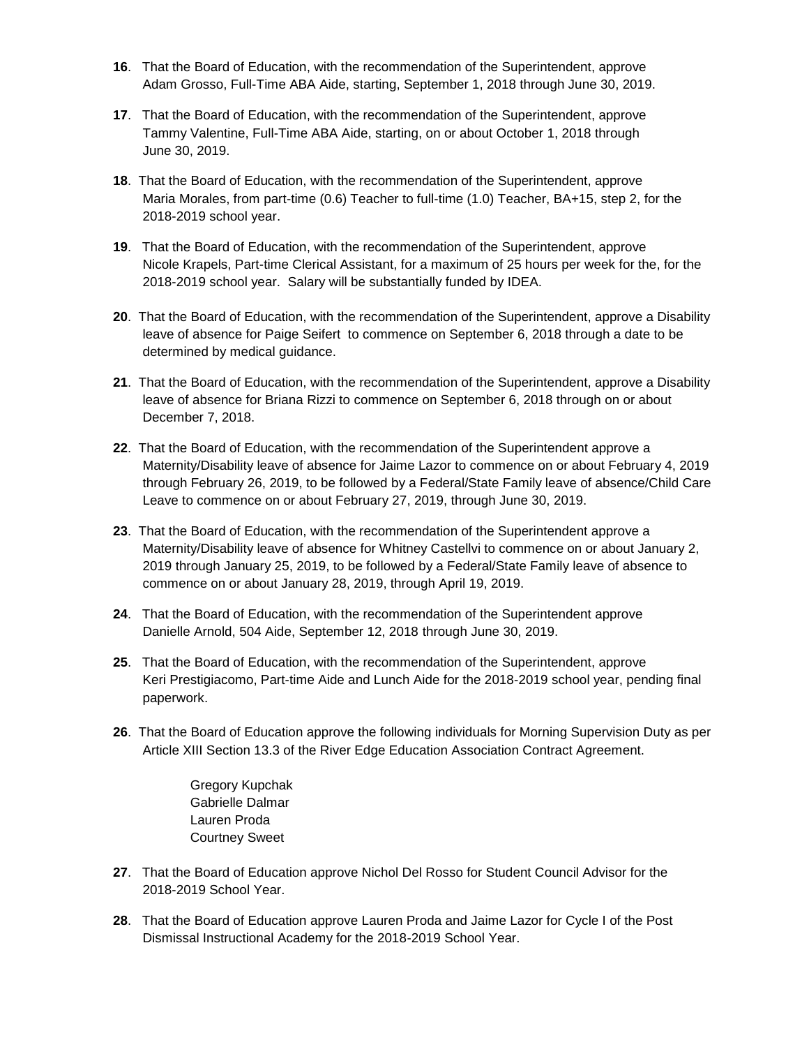**16**. That the Board of Education, with the recommendation of the Superintendent, approve Adam Grosso, Full-Time ABA Aide, starting, September 1, 2018 through June 30, 2019.

**17**. That the Board of Education, with the recommendation of the Superintendent, approve Tammy Valentine, Full-Time ABA Aide, starting, on or about October 1, 2018 through June 30, 2019.

**18**. That the Board of Education, with the recommendation of the Superintendent, approve Maria Morales, from part-time (0.6) Teacher to full-time (1.0) Teacher, BA+15, step 2, for the 2018-2019 school year.

**19**. That the Board of Education, with the recommendation of the Superintendent, approve Nicole Krapels, Part-time Clerical Assistant, for a maximum of 25 hours per week for the, for the 2018-2019 school year. Salary will be substantially funded by IDEA.

**20**. That the Board of Education, with the recommendation of the Superintendent, approve a Disability leave of absence for Paige Seifert to commence on September 6, 2018 through a date to be determined by medical guidance.

**21**. That the Board of Education, with the recommendation of the Superintendent, approve a Disability leave of absence for Briana Rizzi to commence on September 6, 2018 through on or about December 7, 2018.

**22**. That the Board of Education, with the recommendation of the Superintendent approve a Maternity/Disability leave of absence for Jaime Lazor to commence on or about February 4, 2019 through February 26, 2019, to be followed by a Federal/State Family leave of absence/Child Care Leave to commence on or about February 27, 2019, through June 30, 2019.

**23**. That the Board of Education, with the recommendation of the Superintendent approve a Maternity/Disability leave of absence for Whitney Castellvi to commence on or about January 2, 2019 through January 25, 2019, to be followed by a Federal/State Family leave of absence to commence on or about January 28, 2019, through April 19, 2019.

**24**. That the Board of Education, with the recommendation of the Superintendent approve Danielle Arnold, 504 Aide, September 12, 2018 through June 30, 2019.

**25**. That the Board of Education, with the recommendation of the Superintendent, approve Keri Prestigiacomo, Part-time Aide and Lunch Aide for the 2018-2019 school year, pending final paperwork.

**26**. That the Board of Education approve the following individuals for Morning Supervision Duty as per Article XIII Section 13.3 of the River Edge Education Association Contract Agreement.

Gregory Kupchak
Gabrielle Dalmar
Lauren Proda
Courtney Sweet

**27**. That the Board of Education approve Nichol Del Rosso for Student Council Advisor for the 2018-2019 School Year.

**28**. That the Board of Education approve Lauren Proda and Jaime Lazor for Cycle I of the Post Dismissal Instructional Academy for the 2018-2019 School Year.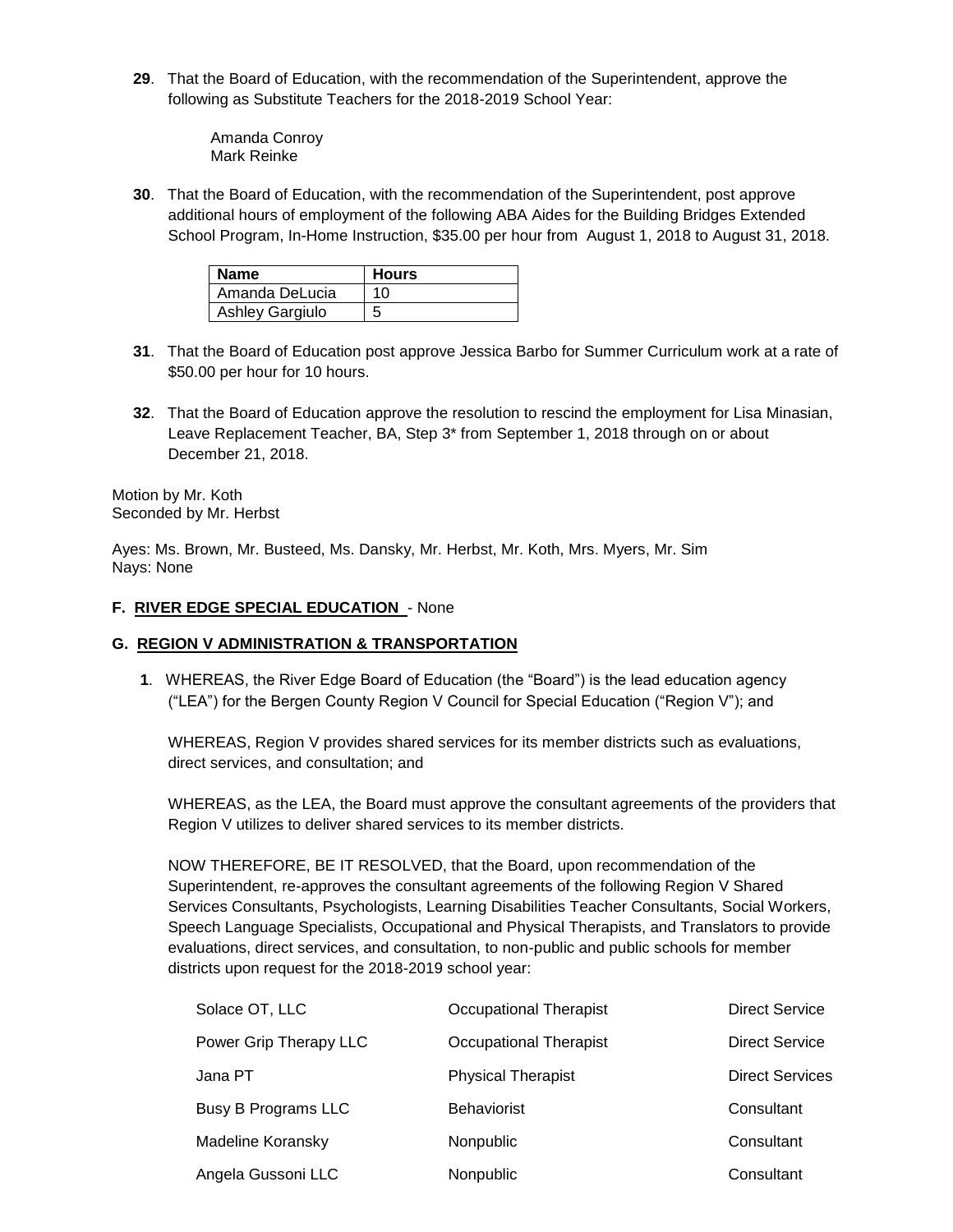**29**. That the Board of Education, with the recommendation of the Superintendent, approve the following as Substitute Teachers for the 2018-2019 School Year:

Amanda Conroy
Mark Reinke

**30**. That the Board of Education, with the recommendation of the Superintendent, post approve additional hours of employment of the following ABA Aides for the Building Bridges Extended School Program, In-Home Instruction, $35.00 per hour from August 1, 2018 to August 31, 2018.

| Name | Hours |
|---|---|
| Amanda DeLucia | 10 |
| Ashley Gargiulo | 5 |

**31**. That the Board of Education post approve Jessica Barbo for Summer Curriculum work at a rate of $50.00 per hour for 10 hours.

**32**. That the Board of Education approve the resolution to rescind the employment for Lisa Minasian, Leave Replacement Teacher, BA, Step 3* from September 1, 2018 through on or about December 21, 2018.

Motion by Mr. Koth
Seconded by Mr. Herbst

Ayes: Ms. Brown, Mr. Busteed, Ms. Dansky, Mr. Herbst, Mr. Koth, Mrs. Myers, Mr. Sim
Nays: None

**F. RIVER EDGE SPECIAL EDUCATION** - None

**G. REGION V ADMINISTRATION & TRANSPORTATION**

**1**. WHEREAS, the River Edge Board of Education (the "Board") is the lead education agency ("LEA") for the Bergen County Region V Council for Special Education ("Region V"); and

WHEREAS, Region V provides shared services for its member districts such as evaluations, direct services, and consultation; and

WHEREAS, as the LEA, the Board must approve the consultant agreements of the providers that Region V utilizes to deliver shared services to its member districts.

NOW THEREFORE, BE IT RESOLVED, that the Board, upon recommendation of the Superintendent, re-approves the consultant agreements of the following Region V Shared Services Consultants, Psychologists, Learning Disabilities Teacher Consultants, Social Workers, Speech Language Specialists, Occupational and Physical Therapists, and Translators to provide evaluations, direct services, and consultation, to non-public and public schools for member districts upon request for the 2018-2019 school year:

| | | |
|---|---|---|
| Solace OT, LLC | Occupational Therapist | Direct Service |
| Power Grip Therapy LLC | Occupational Therapist | Direct Service |
| Jana PT | Physical Therapist | Direct Services |
| Busy B Programs LLC | Behaviorist | Consultant |
| Madeline Koransky | Nonpublic | Consultant |
| Angela Gussoni LLC | Nonpublic | Consultant |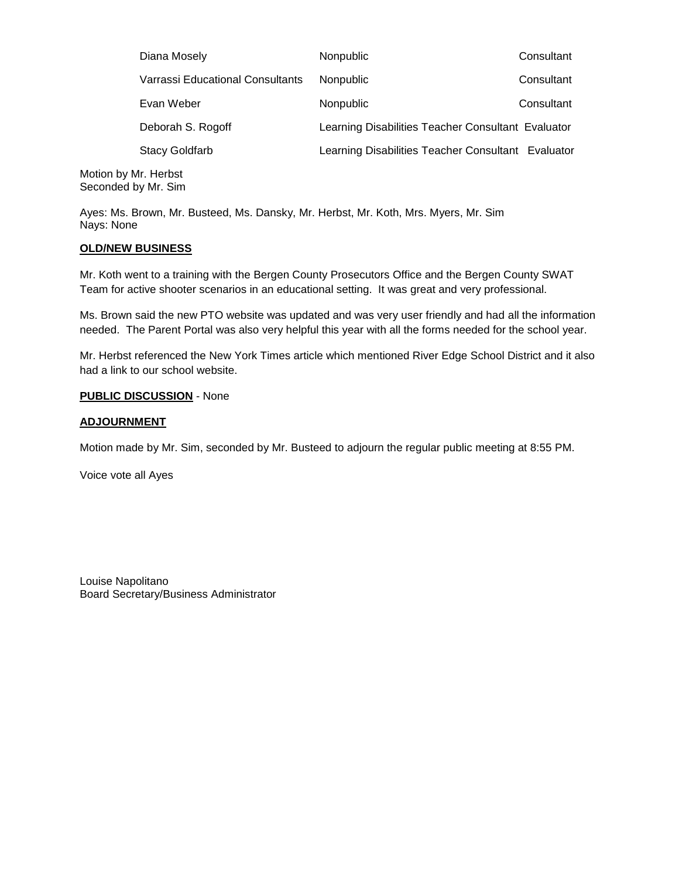| | | |
|---|---|---|
| Diana Mosely | Nonpublic | Consultant |
| Varrassi Educational Consultants | Nonpublic | Consultant |
| Evan Weber | Nonpublic | Consultant |
| Deborah S. Rogoff | Learning Disabilities Teacher Consultant | Evaluator |
| Stacy Goldfarb | Learning Disabilities Teacher Consultant | Evaluator |

Motion by Mr. Herbst
Seconded by Mr. Sim

Ayes: Ms. Brown, Mr. Busteed, Ms. Dansky, Mr. Herbst, Mr. Koth, Mrs. Myers, Mr. Sim
Nays: None

**OLD/NEW BUSINESS**

Mr. Koth went to a training with the Bergen County Prosecutors Office and the Bergen County SWAT Team for active shooter scenarios in an educational setting. It was great and very professional.

Ms. Brown said the new PTO website was updated and was very user friendly and had all the information needed. The Parent Portal was also very helpful this year with all the forms needed for the school year.

Mr. Herbst referenced the New York Times article which mentioned River Edge School District and it also had a link to our school website.

**PUBLIC DISCUSSION** - None

**ADJOURNMENT**

Motion made by Mr. Sim, seconded by Mr. Busteed to adjourn the regular public meeting at 8:55 PM.

Voice vote all Ayes

Louise Napolitano
Board Secretary/Business Administrator